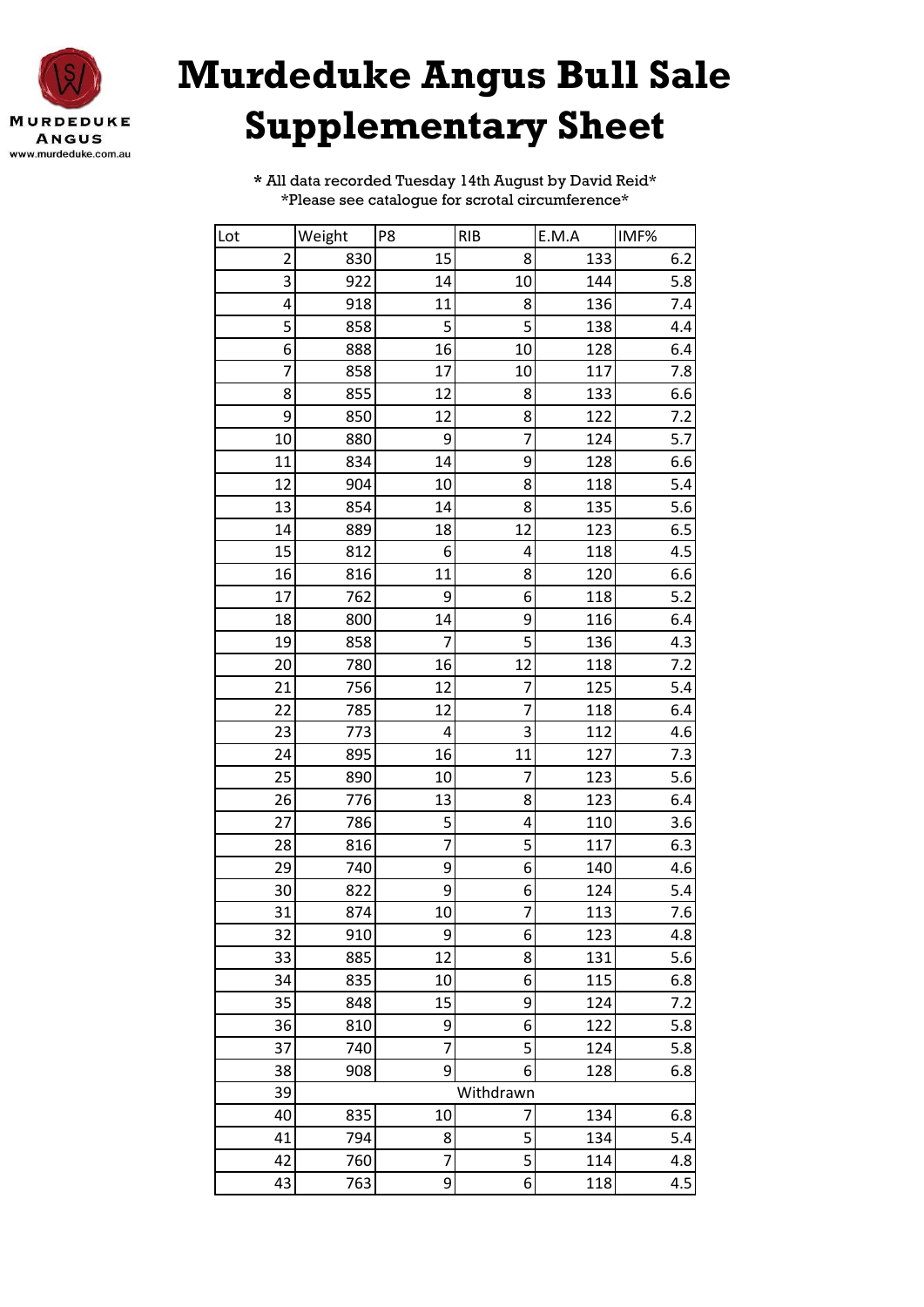MURDEDUKE ANGUS
www.murdeduke.com.au

# Murdeduke Angus Bull Sale Supplementary Sheet

\* All data recorded Tuesday 14th August by David Reid\*
\*Please see catalogue for scrotal circumference\*

| Lot | Weight | P8 | RIB | E.M.A | IMF% |
|---|---|---|---|---|---|
| 2 | 830 | 15 | 8 | 133 | 6.2 |
| 3 | 922 | 14 | 10 | 144 | 5.8 |
| 4 | 918 | 11 | 8 | 136 | 7.4 |
| 5 | 858 | 5 | 5 | 138 | 4.4 |
| 6 | 888 | 16 | 10 | 128 | 6.4 |
| 7 | 858 | 17 | 10 | 117 | 7.8 |
| 8 | 855 | 12 | 8 | 133 | 6.6 |
| 9 | 850 | 12 | 8 | 122 | 7.2 |
| 10 | 880 | 9 | 7 | 124 | 5.7 |
| 11 | 834 | 14 | 9 | 128 | 6.6 |
| 12 | 904 | 10 | 8 | 118 | 5.4 |
| 13 | 854 | 14 | 8 | 135 | 5.6 |
| 14 | 889 | 18 | 12 | 123 | 6.5 |
| 15 | 812 | 6 | 4 | 118 | 4.5 |
| 16 | 816 | 11 | 8 | 120 | 6.6 |
| 17 | 762 | 9 | 6 | 118 | 5.2 |
| 18 | 800 | 14 | 9 | 116 | 6.4 |
| 19 | 858 | 7 | 5 | 136 | 4.3 |
| 20 | 780 | 16 | 12 | 118 | 7.2 |
| 21 | 756 | 12 | 7 | 125 | 5.4 |
| 22 | 785 | 12 | 7 | 118 | 6.4 |
| 23 | 773 | 4 | 3 | 112 | 4.6 |
| 24 | 895 | 16 | 11 | 127 | 7.3 |
| 25 | 890 | 10 | 7 | 123 | 5.6 |
| 26 | 776 | 13 | 8 | 123 | 6.4 |
| 27 | 786 | 5 | 4 | 110 | 3.6 |
| 28 | 816 | 7 | 5 | 117 | 6.3 |
| 29 | 740 | 9 | 6 | 140 | 4.6 |
| 30 | 822 | 9 | 6 | 124 | 5.4 |
| 31 | 874 | 10 | 7 | 113 | 7.6 |
| 32 | 910 | 9 | 6 | 123 | 4.8 |
| 33 | 885 | 12 | 8 | 131 | 5.6 |
| 34 | 835 | 10 | 6 | 115 | 6.8 |
| 35 | 848 | 15 | 9 | 124 | 7.2 |
| 36 | 810 | 9 | 6 | 122 | 5.8 |
| 37 | 740 | 7 | 5 | 124 | 5.8 |
| 38 | 908 | 9 | 6 | 128 | 6.8 |
| 39 | Withdrawn | | | | |
| 40 | 835 | 10 | 7 | 134 | 6.8 |
| 41 | 794 | 8 | 5 | 134 | 5.4 |
| 42 | 760 | 7 | 5 | 114 | 4.8 |
| 43 | 763 | 9 | 6 | 118 | 4.5 |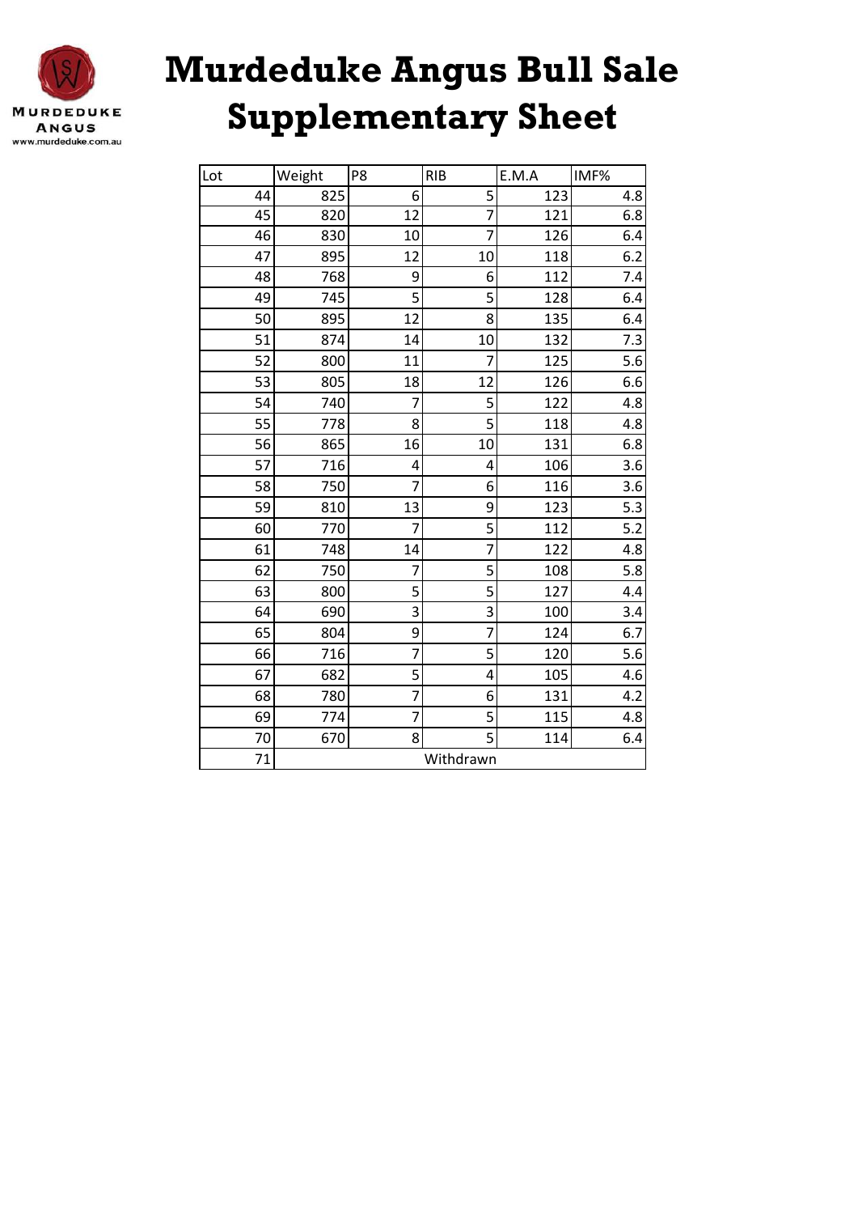MURDEDUKE
ANGUS
www.murdeduke.com.au

# Murdeduke Angus Bull Sale Supplementary Sheet

| Lot | Weight | P8 | RIB | E.M.A | IMF% |
|---|---|---|---|---|---|
| 44 | 825 | 6 | 5 | 123 | 4.8 |
| 45 | 820 | 12 | 7 | 121 | 6.8 |
| 46 | 830 | 10 | 7 | 126 | 6.4 |
| 47 | 895 | 12 | 10 | 118 | 6.2 |
| 48 | 768 | 9 | 6 | 112 | 7.4 |
| 49 | 745 | 5 | 5 | 128 | 6.4 |
| 50 | 895 | 12 | 8 | 135 | 6.4 |
| 51 | 874 | 14 | 10 | 132 | 7.3 |
| 52 | 800 | 11 | 7 | 125 | 5.6 |
| 53 | 805 | 18 | 12 | 126 | 6.6 |
| 54 | 740 | 7 | 5 | 122 | 4.8 |
| 55 | 778 | 8 | 5 | 118 | 4.8 |
| 56 | 865 | 16 | 10 | 131 | 6.8 |
| 57 | 716 | 4 | 4 | 106 | 3.6 |
| 58 | 750 | 7 | 6 | 116 | 3.6 |
| 59 | 810 | 13 | 9 | 123 | 5.3 |
| 60 | 770 | 7 | 5 | 112 | 5.2 |
| 61 | 748 | 14 | 7 | 122 | 4.8 |
| 62 | 750 | 7 | 5 | 108 | 5.8 |
| 63 | 800 | 5 | 5 | 127 | 4.4 |
| 64 | 690 | 3 | 3 | 100 | 3.4 |
| 65 | 804 | 9 | 7 | 124 | 6.7 |
| 66 | 716 | 7 | 5 | 120 | 5.6 |
| 67 | 682 | 5 | 4 | 105 | 4.6 |
| 68 | 780 | 7 | 6 | 131 | 4.2 |
| 69 | 774 | 7 | 5 | 115 | 4.8 |
| 70 | 670 | 8 | 5 | 114 | 6.4 |
| 71 | Withdrawn | | | | |